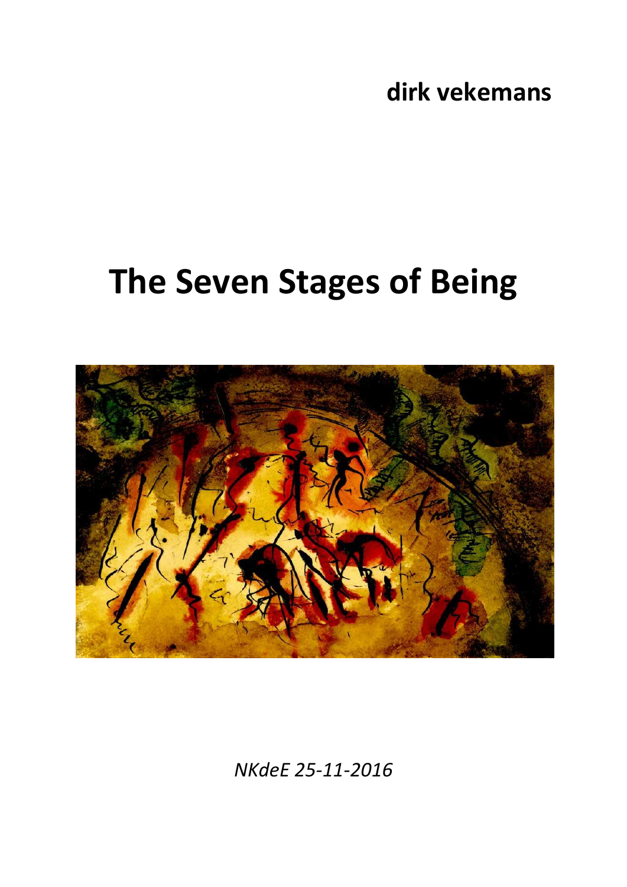**dirk vekemans**

# The Seven Stages of Being

*NKdeE 25-11-2016*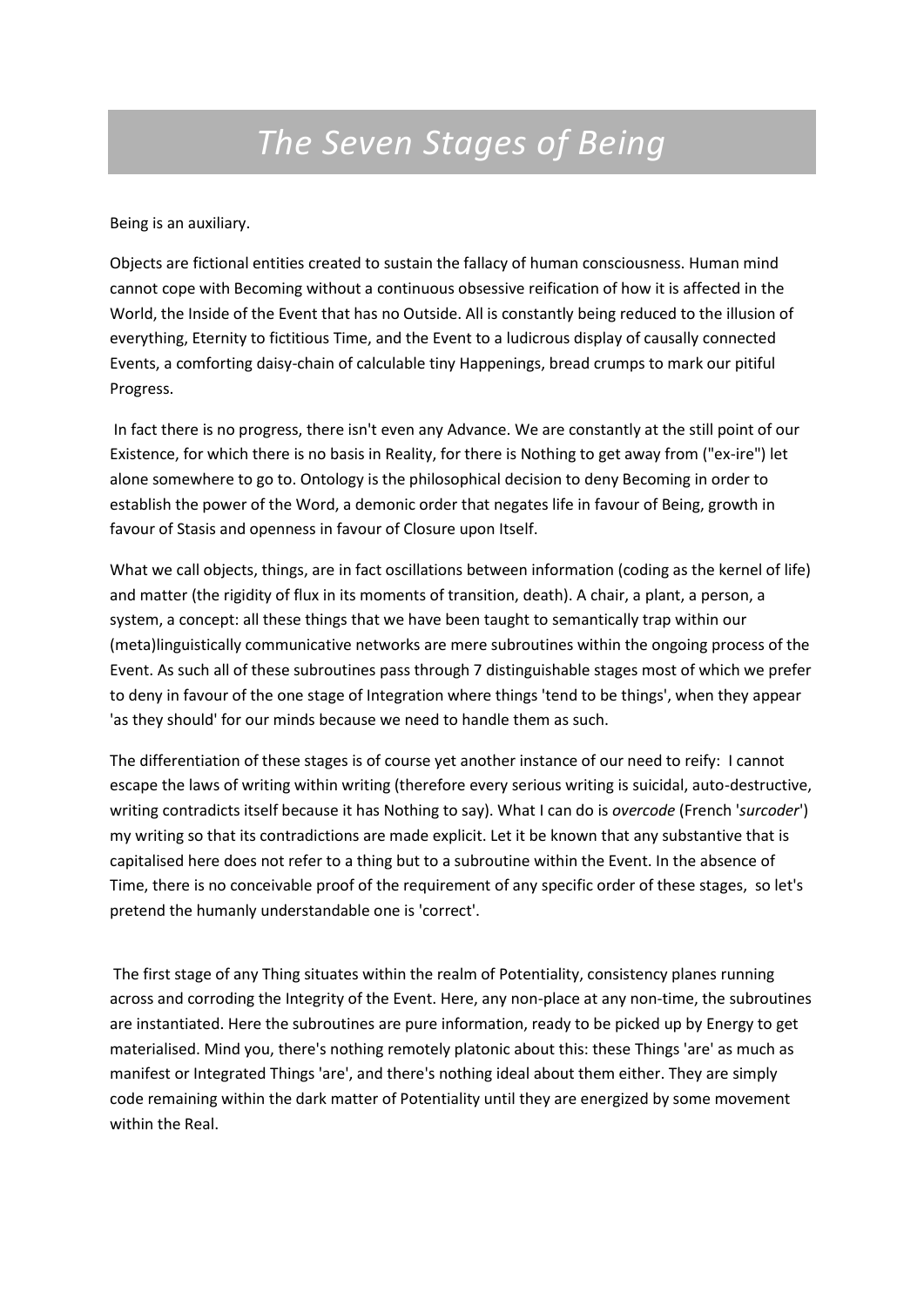# *The Seven Stages of Being*

Being is an auxiliary.

Objects are fictional entities created to sustain the fallacy of human consciousness. Human mind cannot cope with Becoming without a continuous obsessive reification of how it is affected in the World, the Inside of the Event that has no Outside. All is constantly being reduced to the illusion of everything, Eternity to fictitious Time, and the Event to a ludicrous display of causally connected Events, a comforting daisy-chain of calculable tiny Happenings, bread crumps to mark our pitiful Progress.

In fact there is no progress, there isn't even any Advance. We are constantly at the still point of our Existence, for which there is no basis in Reality, for there is Nothing to get away from ("ex-ire") let alone somewhere to go to. Ontology is the philosophical decision to deny Becoming in order to establish the power of the Word, a demonic order that negates life in favour of Being, growth in favour of Stasis and openness in favour of Closure upon Itself.

What we call objects, things, are in fact oscillations between information (coding as the kernel of life) and matter (the rigidity of flux in its moments of transition, death). A chair, a plant, a person, a system, a concept: all these things that we have been taught to semantically trap within our (meta)linguistically communicative networks are mere subroutines within the ongoing process of the Event. As such all of these subroutines pass through 7 distinguishable stages most of which we prefer to deny in favour of the one stage of Integration where things 'tend to be things', when they appear 'as they should' for our minds because we need to handle them as such.

The differentiation of these stages is of course yet another instance of our need to reify: I cannot escape the laws of writing within writing (therefore every serious writing is suicidal, auto-destructive, writing contradicts itself because it has Nothing to say). What I can do is *overcode* (French '*surcoder*') my writing so that its contradictions are made explicit. Let it be known that any substantive that is capitalised here does not refer to a thing but to a subroutine within the Event. In the absence of Time, there is no conceivable proof of the requirement of any specific order of these stages, so let's pretend the humanly understandable one is 'correct'.

The first stage of any Thing situates within the realm of Potentiality, consistency planes running across and corroding the Integrity of the Event. Here, any non-place at any non-time, the subroutines are instantiated. Here the subroutines are pure information, ready to be picked up by Energy to get materialised. Mind you, there's nothing remotely platonic about this: these Things 'are' as much as manifest or Integrated Things 'are', and there's nothing ideal about them either. They are simply code remaining within the dark matter of Potentiality until they are energized by some movement within the Real.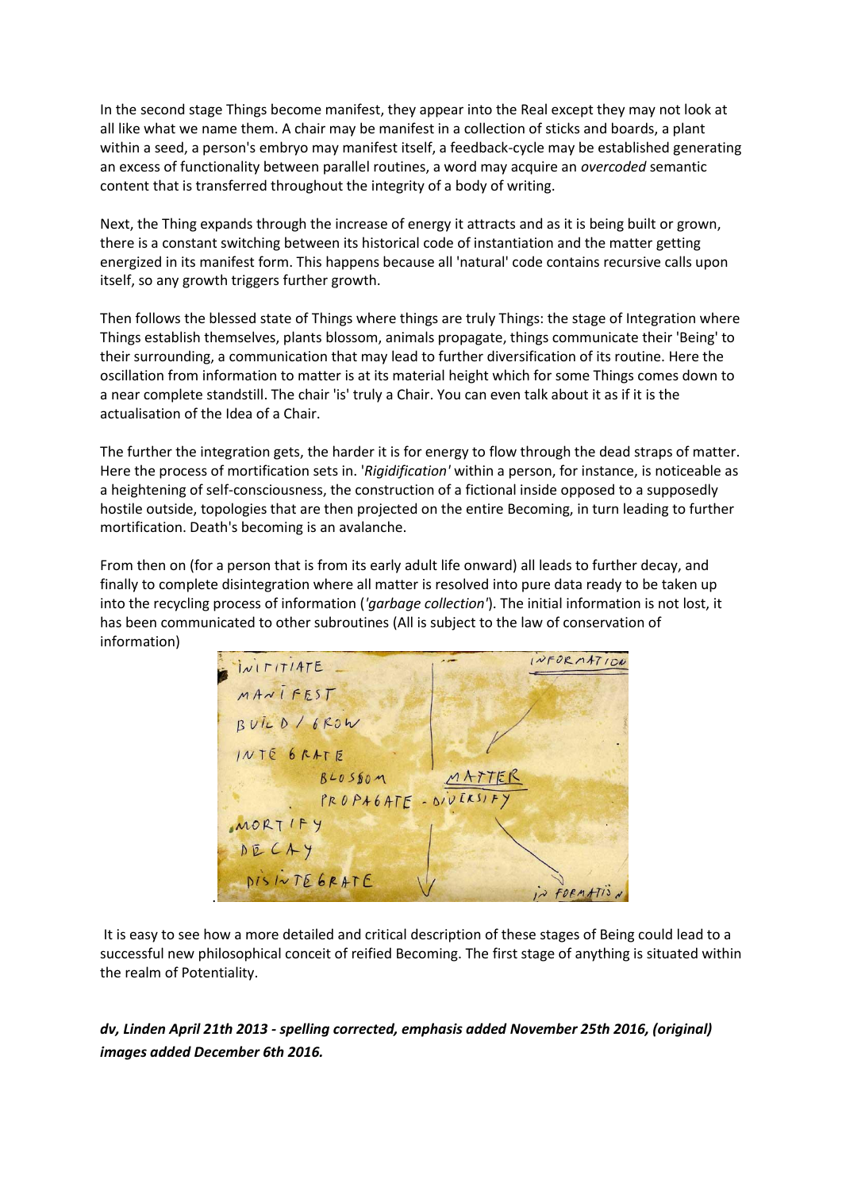In the second stage Things become manifest, they appear into the Real except they may not look at all like what we name them. A chair may be manifest in a collection of sticks and boards, a plant within a seed, a person's embryo may manifest itself, a feedback-cycle may be established generating an excess of functionality between parallel routines, a word may acquire an *overcoded* semantic content that is transferred throughout the integrity of a body of writing.

Next, the Thing expands through the increase of energy it attracts and as it is being built or grown, there is a constant switching between its historical code of instantiation and the matter getting energized in its manifest form. This happens because all 'natural' code contains recursive calls upon itself, so any growth triggers further growth.

Then follows the blessed state of Things where things are truly Things: the stage of Integration where Things establish themselves, plants blossom, animals propagate, things communicate their 'Being' to their surrounding, a communication that may lead to further diversification of its routine. Here the oscillation from information to matter is at its material height which for some Things comes down to a near complete standstill. The chair 'is' truly a Chair. You can even talk about it as if it is the actualisation of the Idea of a Chair.

The further the integration gets, the harder it is for energy to flow through the dead straps of matter. Here the process of mortification sets in. '*Rigidification*' within a person, for instance, is noticeable as a heightening of self-consciousness, the construction of a fictional inside opposed to a supposedly hostile outside, topologies that are then projected on the entire Becoming, in turn leading to further mortification. Death's becoming is an avalanche.

From then on (for a person that is from its early adult life onward) all leads to further decay, and finally to complete disintegration where all matter is resolved into pure data ready to be taken up into the recycling process of information (*'garbage collection'*). The initial information is not lost, it has been communicated to other subroutines (All is subject to the law of conservation of information)

INITIATE
MANIFEST
BUILD / GROW
INTEGRATE
BLOSSOM
PROPAGATE - DIVERSIFY
MORTIFY
DECAY
DISINTEGRATE
INFORMATION
MATTER
INFORMATION

It is easy to see how a more detailed and critical description of these stages of Being could lead to a successful new philosophical conceit of reified Becoming. The first stage of anything is situated within the realm of Potentiality.

***dv, Linden April 21th 2013 - spelling corrected, emphasis added November 25th 2016, (original) images added December 6th 2016.***